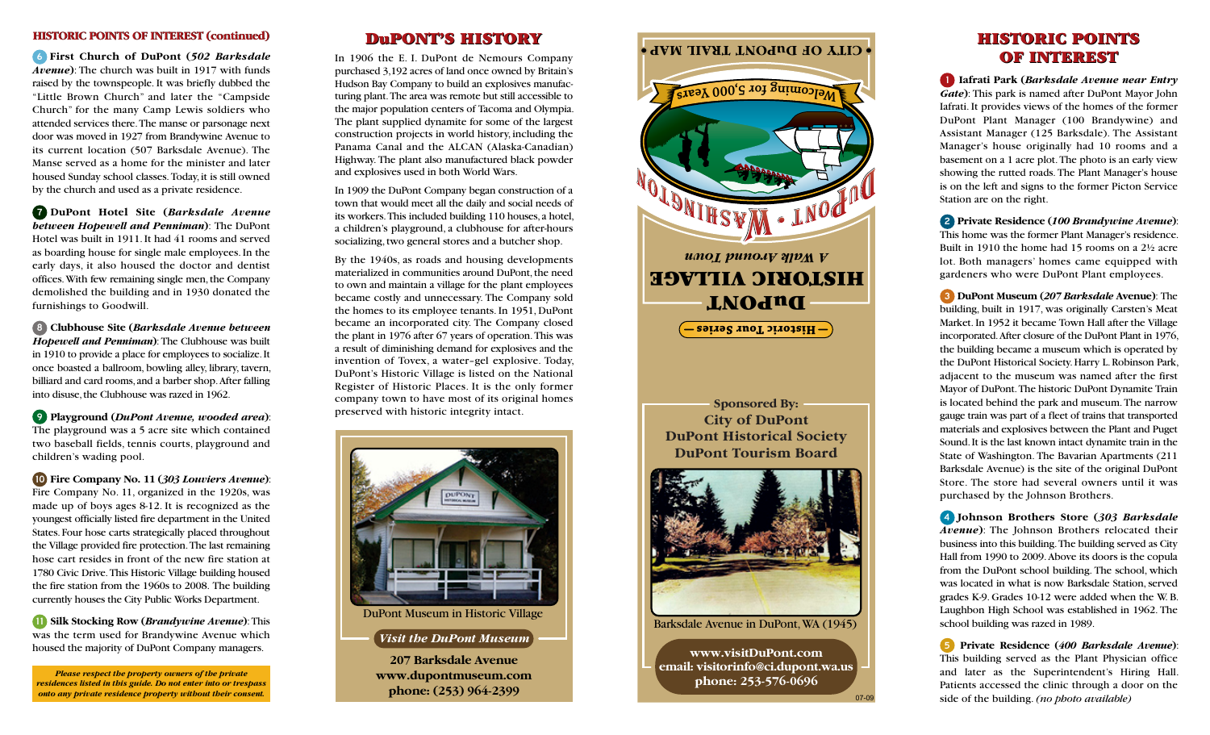## HISTORIC POINTS OF INTEREST (continued)

**6 First Church of DuPont (*502 Barksdale Avenue*)**: The church was built in 1917 with funds raised by the townspeople. It was briefly dubbed the "Little Brown Church" and later the "Campside Church" for the many Camp Lewis soldiers who attended services there. The manse or parsonage next door was moved in 1927 from Brandywine Avenue to its current location (507 Barksdale Avenue). The Manse served as a home for the minister and later housed Sunday school classes. Today, it is still owned by the church and used as a private residence.

**7 DuPont Hotel Site (*Barksdale Avenue between Hopewell and Penniman*)**: The DuPont Hotel was built in 1911. It had 41 rooms and served as boarding house for single male employees. In the early days, it also housed the doctor and dentist offices. With few remaining single men, the Company demolished the building and in 1930 donated the furnishings to Goodwill.

**8 Clubhouse Site (*Barksdale Avenue between Hopewell and Penniman*)**: The Clubhouse was built in 1910 to provide a place for employees to socialize. It once boasted a ballroom, bowling alley, library, tavern, billiard and card rooms, and a barber shop. After falling into disuse, the Clubhouse was razed in 1962.

**9 Playground (*DuPont Avenue, wooded area*)**: The playground was a 5 acre site which contained two baseball fields, tennis courts, playground and children's wading pool.

**10 Fire Company No. 11 (*303 Louviers Avenue*)**: Fire Company No. 11, organized in the 1920s, was made up of boys ages 8-12. It is recognized as the youngest officially listed fire department in the United States. Four hose carts strategically placed throughout the Village provided fire protection. The last remaining hose cart resides in front of the new fire station at 1780 Civic Drive. This Historic Village building housed the fire station from the 1960s to 2008. The building currently houses the City Public Works Department.

**11 Silk Stocking Row (*Brandywine Avenue*)**: This was the term used for Brandywine Avenue which housed the majority of DuPont Company managers.

***Please respect the property owners of the private residences listed in this guide. Do not enter into or trespass onto any private residence property without their consent.***

## DuPONT'S HISTORY

In 1906 the E. I. DuPont de Nemours Company purchased 3,192 acres of land once owned by Britain's Hudson Bay Company to build an explosives manufacturing plant. The area was remote but still accessible to the major population centers of Tacoma and Olympia. The plant supplied dynamite for some of the largest construction projects in world history, including the Panama Canal and the ALCAN (Alaska-Canadian) Highway. The plant also manufactured black powder and explosives used in both World Wars.

In 1909 the DuPont Company began construction of a town that would meet all the daily and social needs of its workers. This included building 110 houses, a hotel, a children's playground, a clubhouse for after-hours socializing, two general stores and a butcher shop.

By the 1940s, as roads and housing developments materialized in communities around DuPont, the need to own and maintain a village for the plant employees became costly and unnecessary. The Company sold the homes to its employee tenants. In 1951, DuPont became an incorporated city. The Company closed the plant in 1976 after 67 years of operation. This was a result of diminishing demand for explosives and the invention of Tovex, a water-gel explosive. Today, DuPont's Historic Village is listed on the National Register of Historic Places. It is the only former company town to have most of its original homes preserved with historic integrity intact.

DuPont Museum in Historic Village

***Visit the DuPont Museum***

**207 Barksdale Avenue**
**www.dupontmuseum.com**
**phone: (253) 964-2399**

• CITY OF DuPONT TRAIL MAP •

Welcoming for 5,000 Years

DuPONT • WASHINGTON

# DuPONT HISTORIC VILLAGE

*A Walk Around Town*

— Historic Tour Series —

**Sponsored By:**
**City of DuPont**
**DuPont Historical Society**
**DuPont Tourism Board**

Barksdale Avenue in DuPont, WA (1945)

**www.visitDuPont.com**
**email: visitorinfo@ci.dupont.wa.us**
**phone: 253-576-0696**

07-09

## HISTORIC POINTS OF INTEREST

**1 Iafrati Park (*Barksdale Avenue near Entry Gate*)**: This park is named after DuPont Mayor John Iafrati. It provides views of the homes of the former DuPont Plant Manager (100 Brandywine) and Assistant Manager (125 Barksdale). The Assistant Manager's house originally had 10 rooms and a basement on a 1 acre plot. The photo is an early view showing the rutted roads. The Plant Manager's house is on the left and signs to the former Picton Service Station are on the right.

**2 Private Residence (*100 Brandywine Avenue*)**: This home was the former Plant Manager's residence. Built in 1910 the home had 15 rooms on a 2½ acre lot. Both managers' homes came equipped with gardeners who were DuPont Plant employees.

**3 DuPont Museum (*207 Barksdale* Avenue)**: The building, built in 1917, was originally Carsten's Meat Market. In 1952 it became Town Hall after the Village incorporated. After closure of the DuPont Plant in 1976, the building became a museum which is operated by the DuPont Historical Society. Harry L. Robinson Park, adjacent to the museum was named after the first Mayor of DuPont. The historic DuPont Dynamite Train is located behind the park and museum. The narrow gauge train was part of a fleet of trains that transported materials and explosives between the Plant and Puget Sound. It is the last known intact dynamite train in the State of Washington. The Bavarian Apartments (211 Barksdale Avenue) is the site of the original DuPont Store. The store had several owners until it was purchased by the Johnson Brothers.

**4 Johnson Brothers Store (*303 Barksdale Avenue*)**: The Johnson Brothers relocated their business into this building. The building served as City Hall from 1990 to 2009. Above its doors is the copula from the DuPont school building. The school, which was located in what is now Barksdale Station, served grades K-9. Grades 10-12 were added when the W. B. Laughbon High School was established in 1962. The school building was razed in 1989.

**5 Private Residence (*400 Barksdale Avenue*)**: This building served as the Plant Physician office and later as the Superintendent's Hiring Hall. Patients accessed the clinic through a door on the side of the building. *(no photo available)*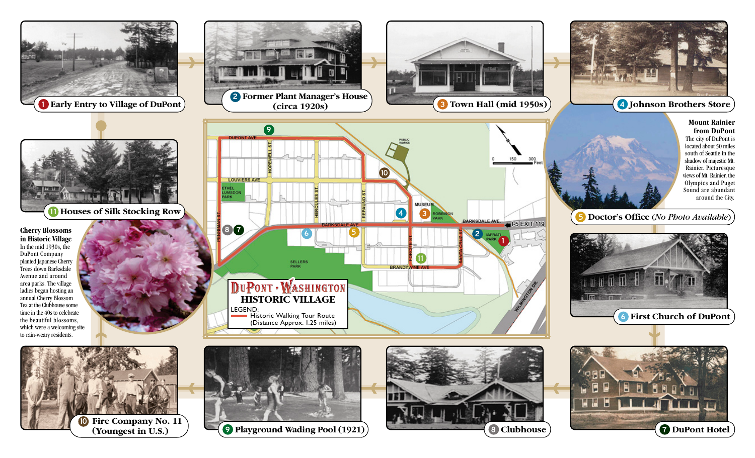# DuPont · Washington HISTORIC VILLAGE

LEGEND:
Historic Walking Tour Route (Distance Approx. 1.25 miles)

1 Early Entry to Village of DuPont

2 Former Plant Manager's House (circa 1920s)

3 Town Hall (mid 1950s)

4 Johnson Brothers Store

5 Doctor's Office (*No Photo Available*)

6 First Church of DuPont

7 DuPont Hotel

8 Clubhouse

9 Playground Wading Pool (1921)

10 Fire Company No. 11 (Youngest in U.S.)

11 Houses of Silk Stocking Row

**Mount Rainier from DuPont**
The city of DuPont is located about 50 miles south of Seattle in the shadow of majestic Mt. Rainier. Picturesque views of Mt. Rainier, the Olympics and Puget Sound are abundant around the City.

**Cherry Blossoms in Historic Village**
In the mid 1930s, the DuPont Company planted Japanese Cherry Trees down Barksdale Avenue and around area parks. The village ladies began hosting an annual Cherry Blossom Tea at the Clubhouse some time in the 40s to celebrate the beautiful blossoms, which were a welcoming site to rain-weary residents.

DUPONT AVE
LOUVIERS AVE
BARKSDALE AVE
BRANDYWINE AVE
HOPEWELL ST.
HERCULES ST.
REPAUNO ST.
FORCITE ST.
SANTA CRUZ ST.
PENNIMAN ST.
WILMINGTON DR.
ETHEL LUMSDON PARK
SELLERS PARK
ROBINSON PARK
IAFRATI PARK
MUSEUM
PUBLIC WORKS
I-5 EXIT 119
0 150 300 Feet